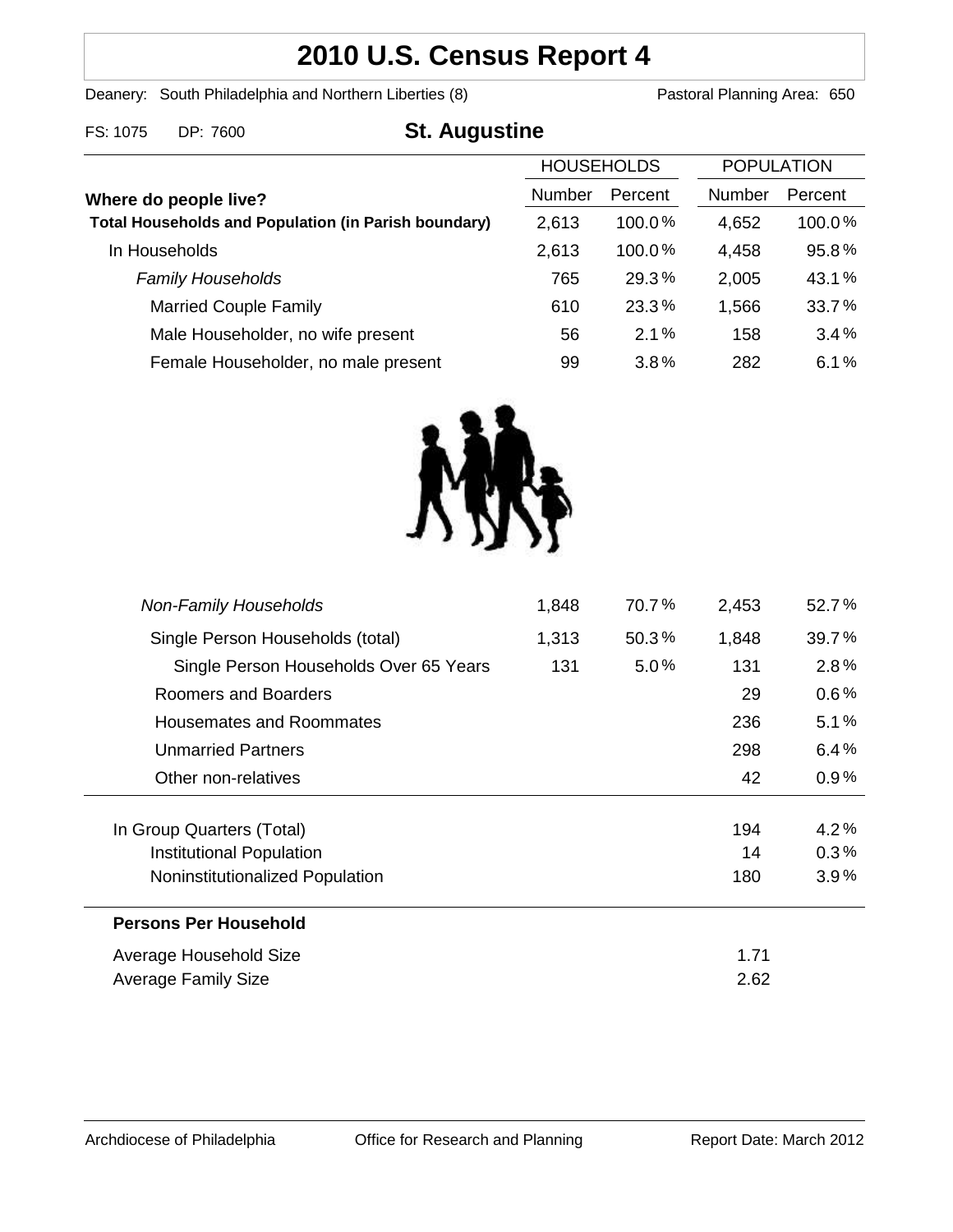# 2010 U.S. Census Report 4

Deanery: South Philadelphia and Northern Liberties (8) Pastoral Planning Area: 650

FS: 1075 DP: 7600

## St. Augustine

| Where do people live? | HOUSEHOLDS | | POPULATION | |
|---|---|---|---|---|
| | Number | Percent | Number | Percent |
| **Total Households and Population (in Parish boundary)** | 2,613 | 100.0% | 4,652 | 100.0% |
| In Households | 2,613 | 100.0% | 4,458 | 95.8% |
| *Family Households* | 765 | 29.3% | 2,005 | 43.1% |
| Married Couple Family | 610 | 23.3% | 1,566 | 33.7% |
| Male Householder, no wife present | 56 | 2.1% | 158 | 3.4% |
| Female Householder, no male present | 99 | 3.8% | 282 | 6.1% |
| *Non-Family Households* | 1,848 | 70.7% | 2,453 | 52.7% |
| Single Person Households (total) | 1,313 | 50.3% | 1,848 | 39.7% |
| Single Person Households Over 65 Years | 131 | 5.0% | 131 | 2.8% |
| Roomers and Boarders | | | 29 | 0.6% |
| Housemates and Roommates | | | 236 | 5.1% |
| Unmarried Partners | | | 298 | 6.4% |
| Other non-relatives | | | 42 | 0.9% |
| In Group Quarters (Total) | | | 194 | 4.2% |
| Institutional Population | | | 14 | 0.3% |
| Noninstitutionalized Population | | | 180 | 3.9% |

**Persons Per Household**

| | |
|---|---|
| Average Household Size | 1.71 |
| Average Family Size | 2.62 |

Archdiocese of Philadelphia Office for Research and Planning Report Date: March 2012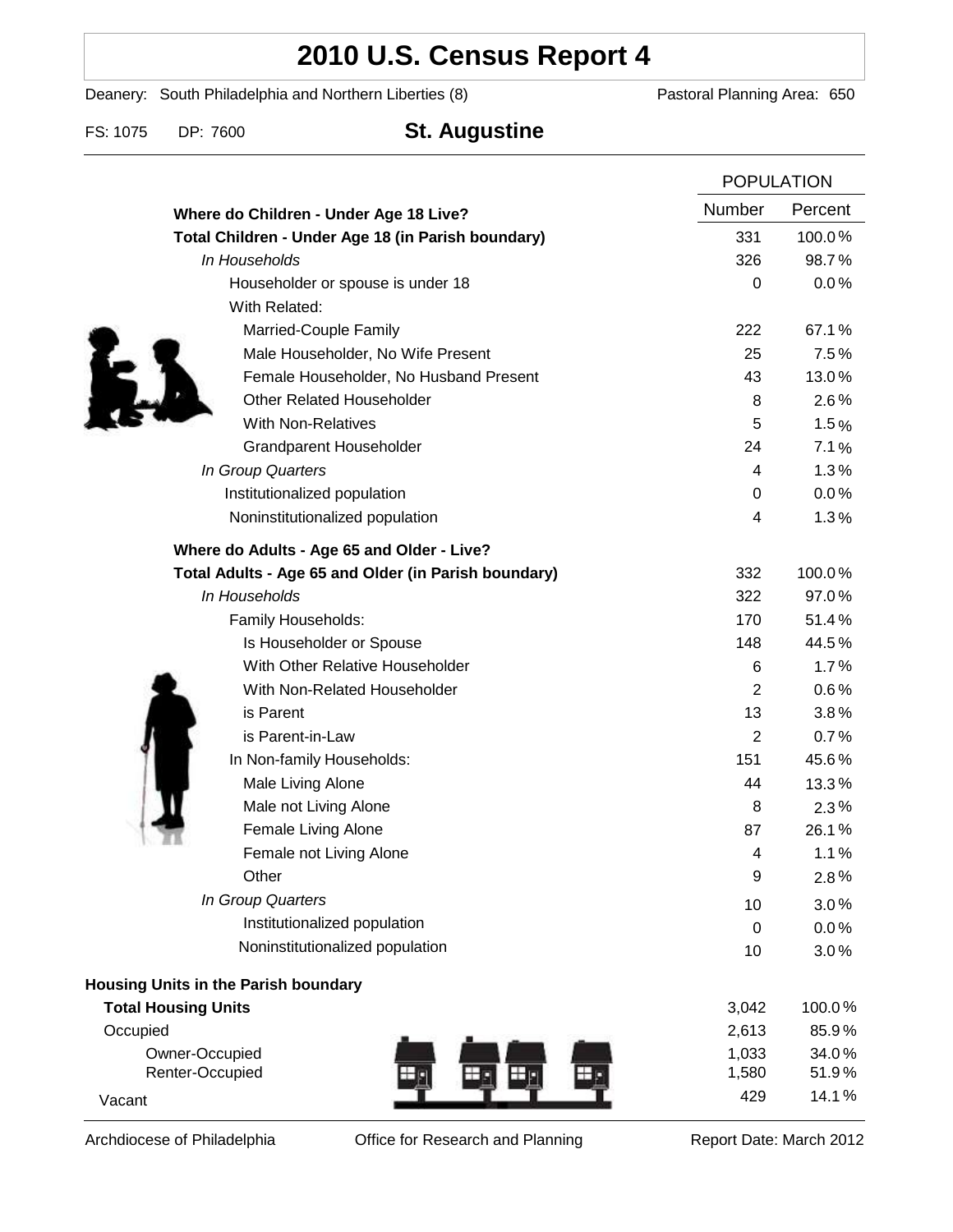# 2010 U.S. Census Report 4

Deanery: South Philadelphia and Northern Liberties (8) Pastoral Planning Area: 650

FS: 1075 DP: 7600 **St. Augustine**

| | POPULATION | |
|---|---|---|
| | Number | Percent |
| **Where do Children - Under Age 18 Live?** | | |
| **Total Children - Under Age 18 (in Parish boundary)** | 331 | 100.0% |
| *In Households* | 326 | 98.7% |
| Householder or spouse is under 18 | 0 | 0.0% |
| With Related: | | |
| Married-Couple Family | 222 | 67.1% |
| Male Householder, No Wife Present | 25 | 7.5% |
| Female Householder, No Husband Present | 43 | 13.0% |
| Other Related Householder | 8 | 2.6% |
| With Non-Relatives | 5 | 1.5% |
| Grandparent Householder | 24 | 7.1% |
| *In Group Quarters* | 4 | 1.3% |
| Institutionalized population | 0 | 0.0% |
| Noninstitutionalized population | 4 | 1.3% |
| **Where do Adults - Age 65 and Older - Live?** | | |
| **Total Adults - Age 65 and Older (in Parish boundary)** | 332 | 100.0% |
| *In Households* | 322 | 97.0% |
| Family Households: | 170 | 51.4% |
| Is Householder or Spouse | 148 | 44.5% |
| With Other Relative Householder | 6 | 1.7% |
| With Non-Related Householder | 2 | 0.6% |
| is Parent | 13 | 3.8% |
| is Parent-in-Law | 2 | 0.7% |
| In Non-family Households: | 151 | 45.6% |
| Male Living Alone | 44 | 13.3% |
| Male not Living Alone | 8 | 2.3% |
| Female Living Alone | 87 | 26.1% |
| Female not Living Alone | 4 | 1.1% |
| Other | 9 | 2.8% |
| *In Group Quarters* | 10 | 3.0% |
| Institutionalized population | 0 | 0.0% |
| Noninstitutionalized population | 10 | 3.0% |
| **Housing Units in the Parish boundary** | | |
| **Total Housing Units** | 3,042 | 100.0% |
| Occupied | 2,613 | 85.9% |
| Owner-Occupied | 1,033 | 34.0% |
| Renter-Occupied | 1,580 | 51.9% |
| Vacant | 429 | 14.1% |

Archdiocese of Philadelphia Office for Research and Planning Report Date: March 2012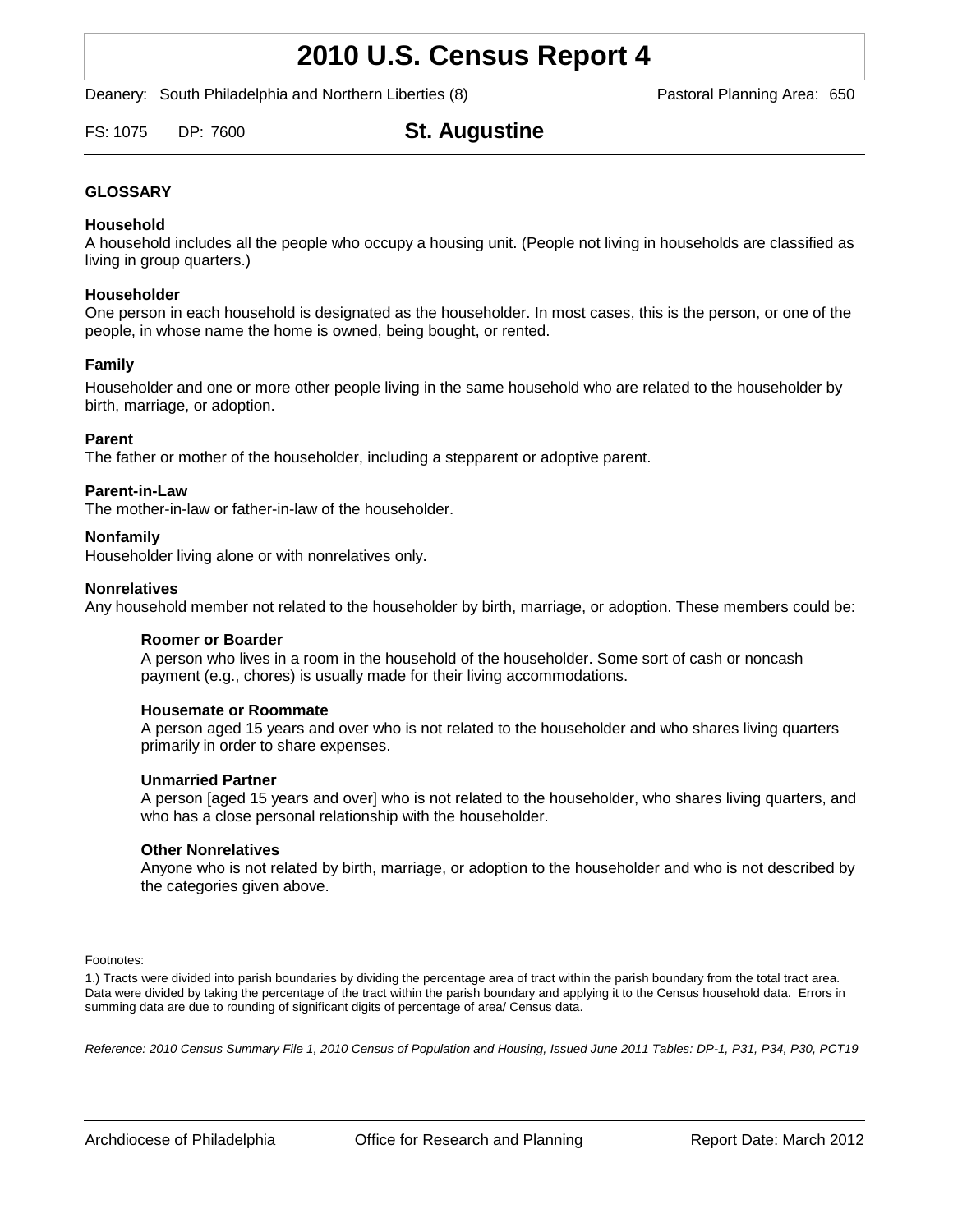# 2010 U.S. Census Report 4

Deanery: South Philadelphia and Northern Liberties (8) Pastoral Planning Area: 650

FS: 1075 DP: 7600

## St. Augustine

### GLOSSARY

**Household**
A household includes all the people who occupy a housing unit. (People not living in households are classified as living in group quarters.)

**Householder**
One person in each household is designated as the householder. In most cases, this is the person, or one of the people, in whose name the home is owned, being bought, or rented.

**Family**
Householder and one or more other people living in the same household who are related to the householder by birth, marriage, or adoption.

**Parent**
The father or mother of the householder, including a stepparent or adoptive parent.

**Parent-in-Law**
The mother-in-law or father-in-law of the householder.

**Nonfamily**
Householder living alone or with nonrelatives only.

**Nonrelatives**
Any household member not related to the householder by birth, marriage, or adoption. These members could be:

> **Roomer or Boarder**
> A person who lives in a room in the household of the householder. Some sort of cash or noncash payment (e.g., chores) is usually made for their living accommodations.
>
> **Housemate or Roommate**
> A person aged 15 years and over who is not related to the householder and who shares living quarters primarily in order to share expenses.
>
> **Unmarried Partner**
> A person [aged 15 years and over] who is not related to the householder, who shares living quarters, and who has a close personal relationship with the householder.
>
> **Other Nonrelatives**
> Anyone who is not related by birth, marriage, or adoption to the householder and who is not described by the categories given above.

Footnotes:

1.) Tracts were divided into parish boundaries by dividing the percentage area of tract within the parish boundary from the total tract area. Data were divided by taking the percentage of the tract within the parish boundary and applying it to the Census household data. Errors in summing data are due to rounding of significant digits of percentage of area/ Census data.

*Reference: 2010 Census Summary File 1, 2010 Census of Population and Housing, Issued June 2011 Tables: DP-1, P31, P34, P30, PCT19*

Archdiocese of Philadelphia Office for Research and Planning Report Date: March 2012